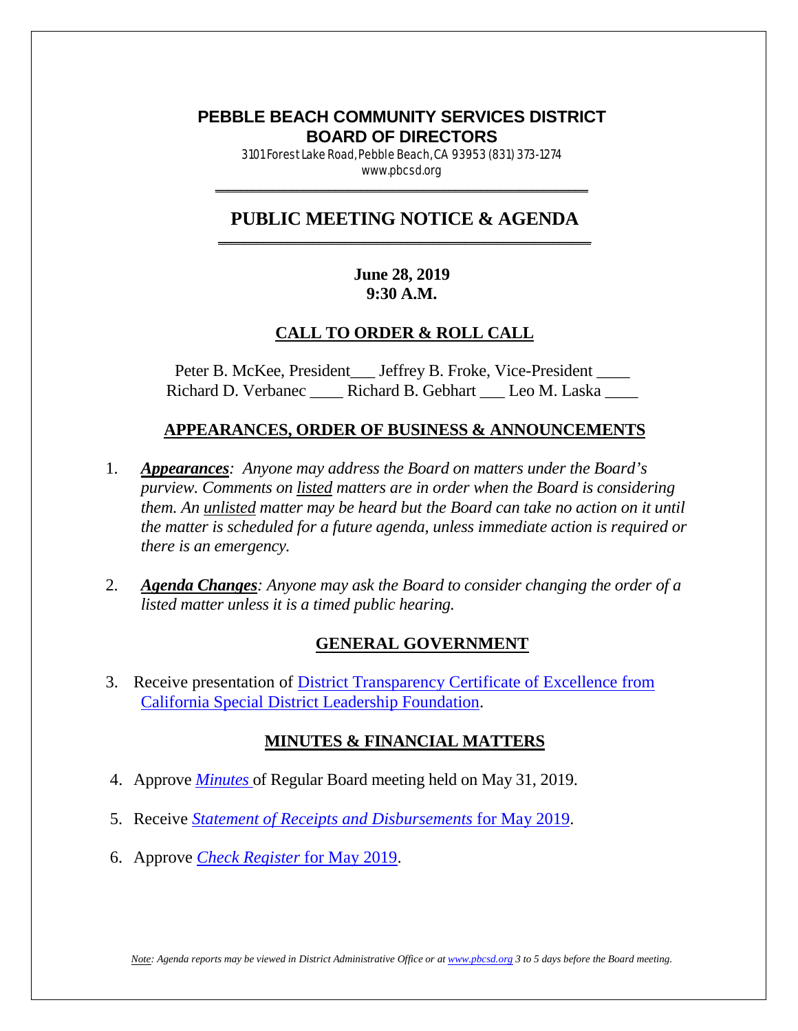# PEBBLE BEACH COMMUNITY SERVICES DISTRICT
# BOARD OF DIRECTORS

3101 Forest Lake Road, Pebble Beach, CA 93953 (831) 373-1274
www.pbcsd.org

---

## PUBLIC MEETING NOTICE & AGENDA

---

**June 28, 2019**
**9:30 A.M.**

### CALL TO ORDER & ROLL CALL

Peter B. McKee, President___ Jeffrey B. Froke, Vice-President ____
Richard D. Verbanec ____ Richard B. Gebhart ___ Leo M. Laska ____

### APPEARANCES, ORDER OF BUSINESS & ANNOUNCEMENTS

1. ***Appearances****: Anyone may address the Board on matters under the Board's purview. Comments on listed matters are in order when the Board is considering them. An unlisted matter may be heard but the Board can take no action on it until the matter is scheduled for a future agenda, unless immediate action is required or there is an emergency.*

2. ***Agenda Changes****: Anyone may ask the Board to consider changing the order of a listed matter unless it is a timed public hearing.*

### GENERAL GOVERNMENT

3. Receive presentation of District Transparency Certificate of Excellence from California Special District Leadership Foundation.

### MINUTES & FINANCIAL MATTERS

4. Approve *Minutes* of Regular Board meeting held on May 31, 2019.

5. Receive *Statement of Receipts and Disbursements* for May 2019.

6. Approve *Check Register* for May 2019.

*Note: Agenda reports may be viewed in District Administrative Office or at www.pbcsd.org 3 to 5 days before the Board meeting.*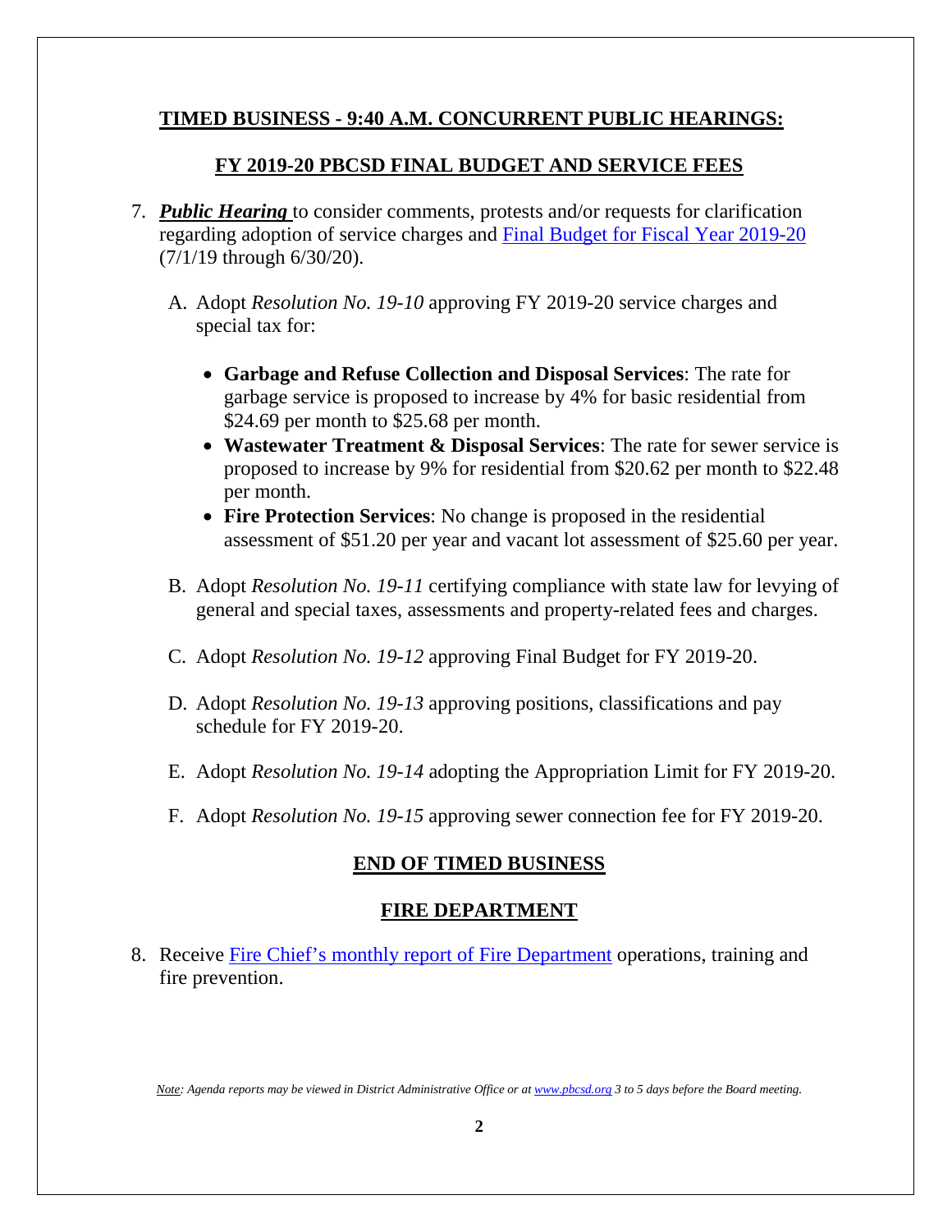## TIMED BUSINESS - 9:40 A.M. CONCURRENT PUBLIC HEARINGS:

### FY 2019-20 PBCSD FINAL BUDGET AND SERVICE FEES

7. ***Public Hearing*** to consider comments, protests and/or requests for clarification regarding adoption of service charges and [Final Budget for Fiscal Year 2019-20]() (7/1/19 through 6/30/20).

   A. Adopt *Resolution No. 19-10* approving FY 2019-20 service charges and special tax for:

   - **Garbage and Refuse Collection and Disposal Services**: The rate for garbage service is proposed to increase by 4% for basic residential from $24.69 per month to $25.68 per month.
   - **Wastewater Treatment & Disposal Services**: The rate for sewer service is proposed to increase by 9% for residential from $20.62 per month to $22.48 per month.
   - **Fire Protection Services**: No change is proposed in the residential assessment of $51.20 per year and vacant lot assessment of $25.60 per year.

   B. Adopt *Resolution No. 19-11* certifying compliance with state law for levying of general and special taxes, assessments and property-related fees and charges.

   C. Adopt *Resolution No. 19-12* approving Final Budget for FY 2019-20.

   D. Adopt *Resolution No. 19-13* approving positions, classifications and pay schedule for FY 2019-20.

   E. Adopt *Resolution No. 19-14* adopting the Appropriation Limit for FY 2019-20.

   F. Adopt *Resolution No. 19-15* approving sewer connection fee for FY 2019-20.

### END OF TIMED BUSINESS

### FIRE DEPARTMENT

8. Receive [Fire Chief's monthly report of Fire Department]() operations, training and fire prevention.

*Note: Agenda reports may be viewed in District Administrative Office or at [www.pbcsd.org]() 3 to 5 days before the Board meeting.*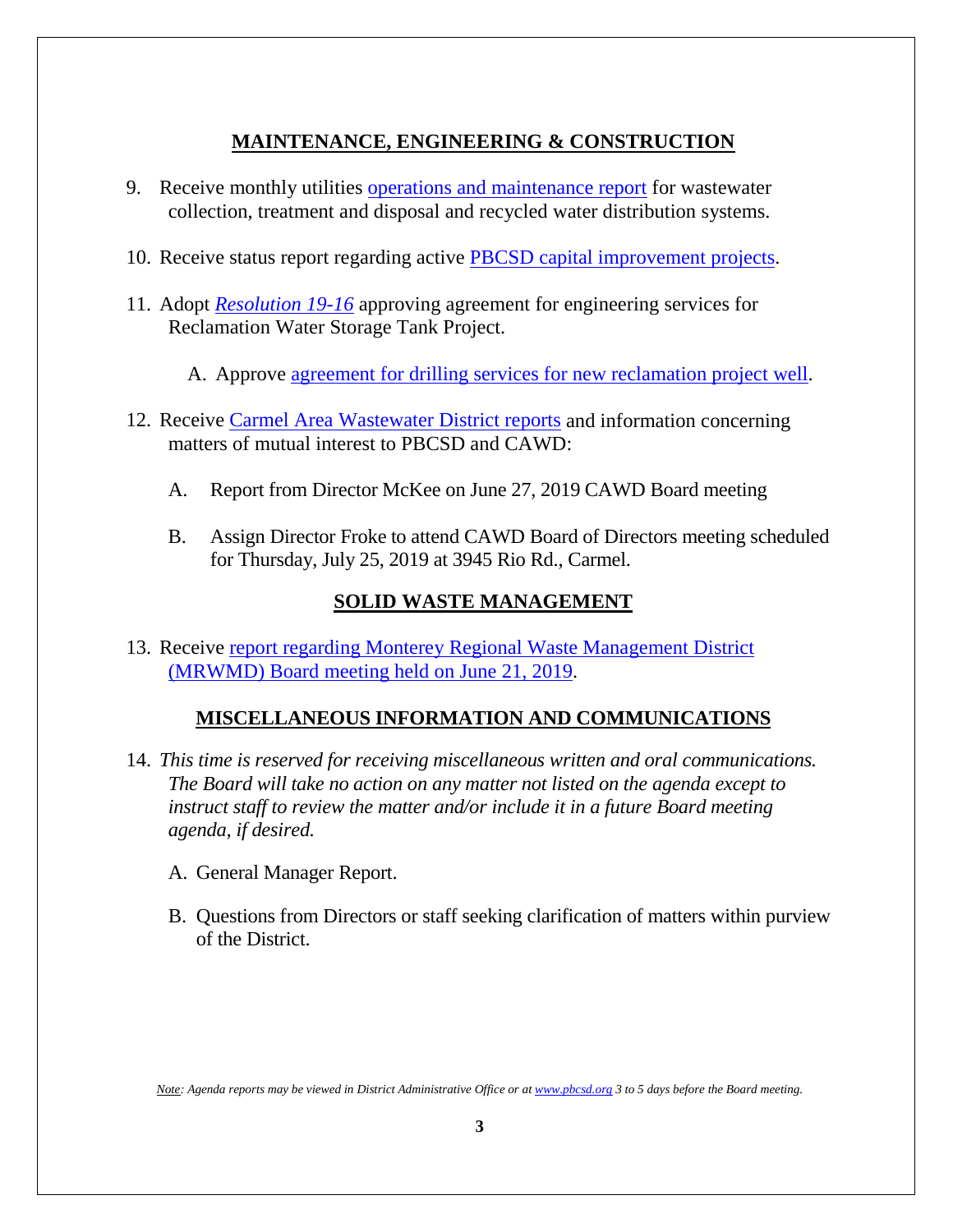## MAINTENANCE, ENGINEERING & CONSTRUCTION

9. Receive monthly utilities operations and maintenance report for wastewater collection, treatment and disposal and recycled water distribution systems.

10. Receive status report regarding active PBCSD capital improvement projects.

11. Adopt *Resolution 19-16* approving agreement for engineering services for Reclamation Water Storage Tank Project.

    A. Approve agreement for drilling services for new reclamation project well.

12. Receive Carmel Area Wastewater District reports and information concerning matters of mutual interest to PBCSD and CAWD:

    A. Report from Director McKee on June 27, 2019 CAWD Board meeting

    B. Assign Director Froke to attend CAWD Board of Directors meeting scheduled for Thursday, July 25, 2019 at 3945 Rio Rd., Carmel.

## SOLID WASTE MANAGEMENT

13. Receive report regarding Monterey Regional Waste Management District (MRWMD) Board meeting held on June 21, 2019.

## MISCELLANEOUS INFORMATION AND COMMUNICATIONS

14. *This time is reserved for receiving miscellaneous written and oral communications. The Board will take no action on any matter not listed on the agenda except to instruct staff to review the matter and/or include it in a future Board meeting agenda, if desired.*

    A. General Manager Report.

    B. Questions from Directors or staff seeking clarification of matters within purview of the District.

*Note: Agenda reports may be viewed in District Administrative Office or at www.pbcsd.org 3 to 5 days before the Board meeting.*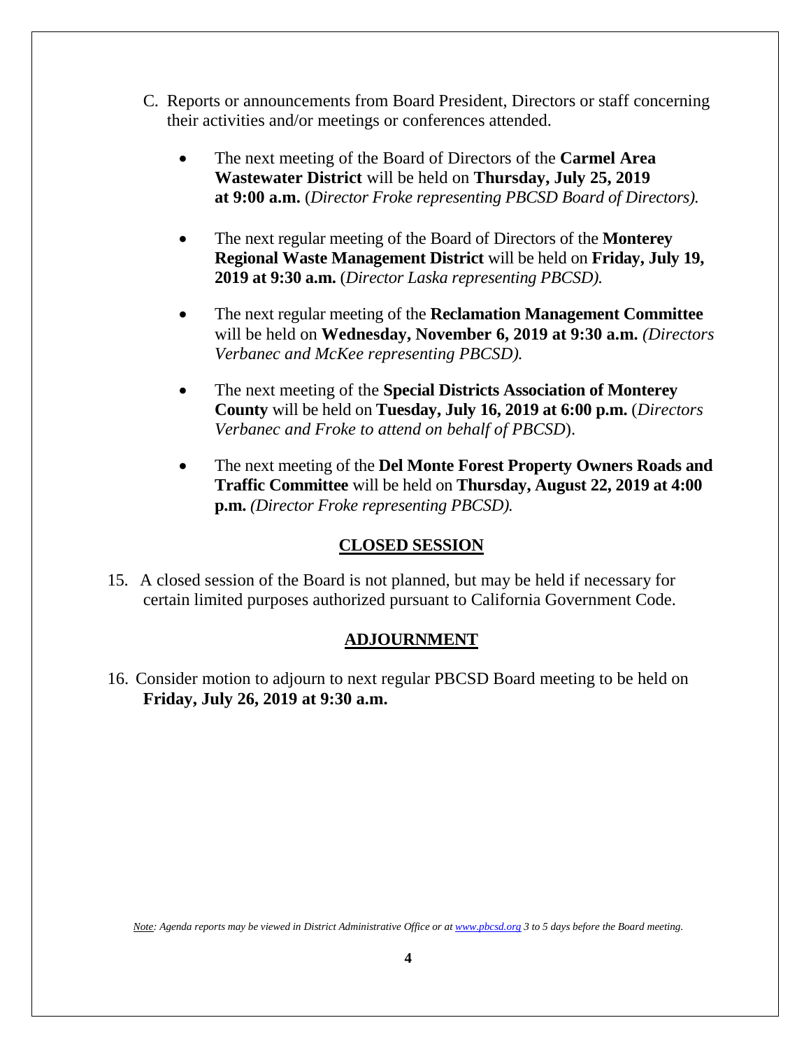C. Reports or announcements from Board President, Directors or staff concerning their activities and/or meetings or conferences attended.

- The next meeting of the Board of Directors of the **Carmel Area Wastewater District** will be held on **Thursday, July 25, 2019 at 9:00 a.m.** (*Director Froke representing PBCSD Board of Directors).*

- The next regular meeting of the Board of Directors of the **Monterey Regional Waste Management District** will be held on **Friday, July 19, 2019 at 9:30 a.m.** (*Director Laska representing PBCSD).*

- The next regular meeting of the **Reclamation Management Committee** will be held on **Wednesday, November 6, 2019 at 9:30 a.m.** *(Directors Verbanec and McKee representing PBCSD).*

- The next meeting of the **Special Districts Association of Monterey County** will be held on **Tuesday, July 16, 2019 at 6:00 p.m.** (*Directors Verbanec and Froke to attend on behalf of PBCSD*).

- The next meeting of the **Del Monte Forest Property Owners Roads and Traffic Committee** will be held on **Thursday, August 22, 2019 at 4:00 p.m.** *(Director Froke representing PBCSD).*

## CLOSED SESSION

15. A closed session of the Board is not planned, but may be held if necessary for certain limited purposes authorized pursuant to California Government Code.

## ADJOURNMENT

16. Consider motion to adjourn to next regular PBCSD Board meeting to be held on **Friday, July 26, 2019 at 9:30 a.m.**

*Note: Agenda reports may be viewed in District Administrative Office or at www.pbcsd.org 3 to 5 days before the Board meeting.*